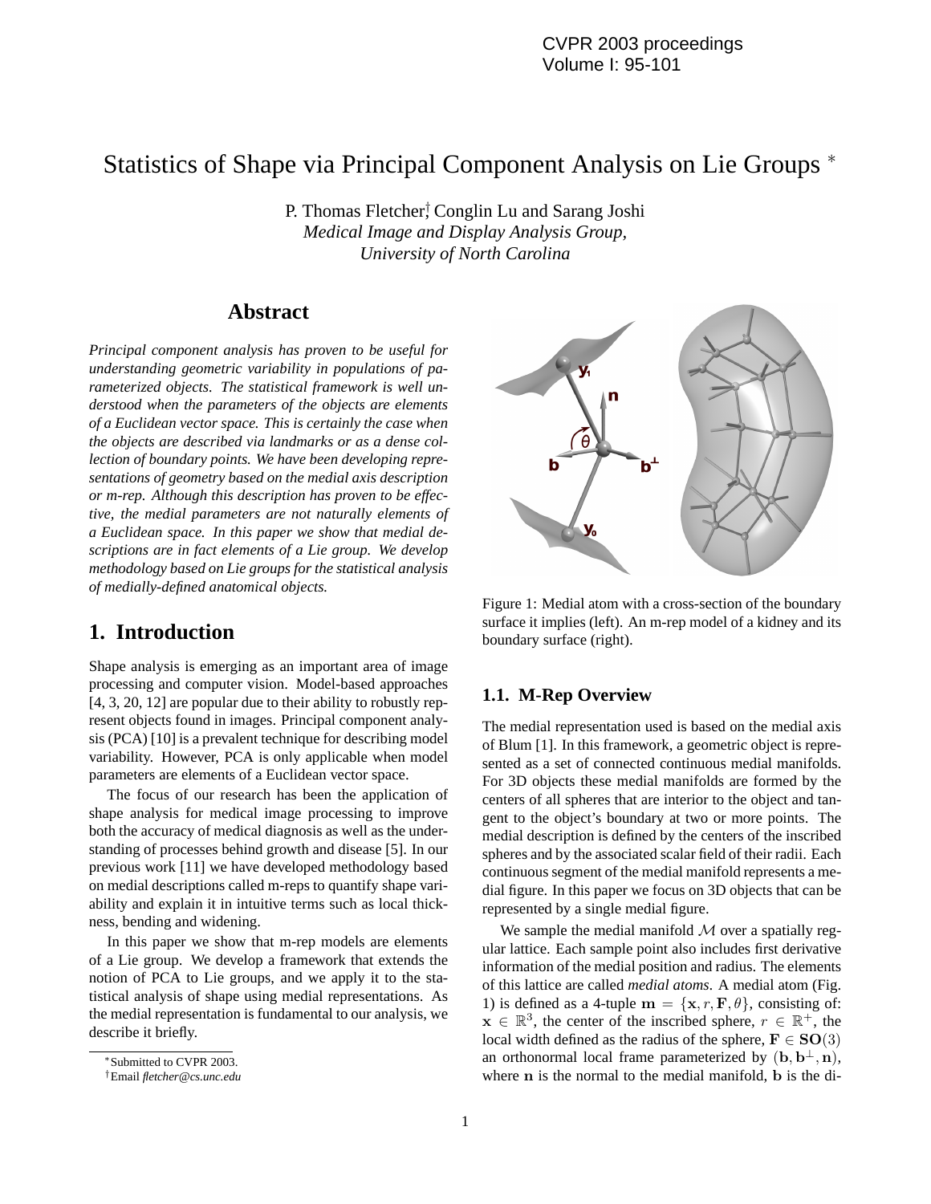CVPR 2003 proceedings
Volume I: 95-101

# Statistics of Shape via Principal Component Analysis on Lie Groups [*]

P. Thomas Fletcher[†], Conglin Lu and Sarang Joshi
*Medical Image and Display Analysis Group,*
*University of North Carolina*

## Abstract

*Principal component analysis has proven to be useful for understanding geometric variability in populations of parameterized objects. The statistical framework is well understood when the parameters of the objects are elements of a Euclidean vector space. This is certainly the case when the objects are described via landmarks or as a dense collection of boundary points. We have been developing representations of geometry based on the medial axis description or m-rep. Although this description has proven to be effective, the medial parameters are not naturally elements of a Euclidean space. In this paper we show that medial descriptions are in fact elements of a Lie group. We develop methodology based on Lie groups for the statistical analysis of medially-defined anatomical objects.*

## 1. Introduction

Shape analysis is emerging as an important area of image processing and computer vision. Model-based approaches [4, 3, 20, 12] are popular due to their ability to robustly represent objects found in images. Principal component analysis (PCA) [10] is a prevalent technique for describing model variability. However, PCA is only applicable when model parameters are elements of a Euclidean vector space.

The focus of our research has been the application of shape analysis for medical image processing to improve both the accuracy of medical diagnosis as well as the understanding of processes behind growth and disease [5]. In our previous work [11] we have developed methodology based on medial descriptions called m-reps to quantify shape variability and explain it in intuitive terms such as local thickness, bending and widening.

In this paper we show that m-rep models are elements of a Lie group. We develop a framework that extends the notion of PCA to Lie groups, and we apply it to the statistical analysis of shape using medial representations. As the medial representation is fundamental to our analysis, we describe it briefly.

[*] Submitted to CVPR 2003.
[†] Email *fletcher@cs.unc.edu*

Figure 1: Medial atom with a cross-section of the boundary surface it implies (left). An m-rep model of a kidney and its boundary surface (right).

### 1.1. M-Rep Overview

The medial representation used is based on the medial axis of Blum [1]. In this framework, a geometric object is represented as a set of connected continuous medial manifolds. For 3D objects these medial manifolds are formed by the centers of all spheres that are interior to the object and tangent to the object's boundary at two or more points. The medial description is defined by the centers of the inscribed spheres and by the associated scalar field of their radii. Each continuous segment of the medial manifold represents a medial figure. In this paper we focus on 3D objects that can be represented by a single medial figure.

We sample the medial manifold $\mathcal{M}$ over a spatially regular lattice. Each sample point also includes first derivative information of the medial position and radius. The elements of this lattice are called *medial atoms*. A medial atom (Fig. 1) is defined as a 4-tuple $\mathbf{m} = \{\mathbf{x}, r, \mathbf{F}, \theta\}$, consisting of: $\mathbf{x} \in \mathbb{R}^3$, the center of the inscribed sphere, $r \in \mathbb{R}^+$, the local width defined as the radius of the sphere, $\mathbf{F} \in \mathbf{SO}(3)$ an orthonormal local frame parameterized by $(\mathbf{b}, \mathbf{b}^\perp, \mathbf{n})$, where $\mathbf{n}$ is the normal to the medial manifold, $\mathbf{b}$ is the di-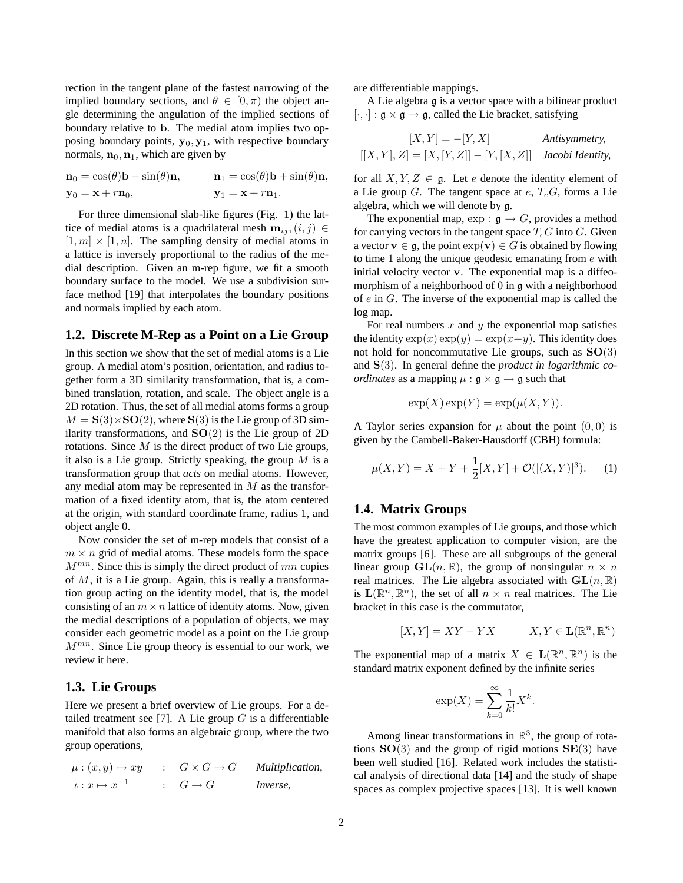rection in the tangent plane of the fastest narrowing of the implied boundary sections, and $\theta \in [0, \pi)$ the object angle determining the angulation of the implied sections of boundary relative to $\mathbf{b}$. The medial atom implies two opposing boundary points, $\mathbf{y}_0, \mathbf{y}_1$, with respective boundary normals, $\mathbf{n}_0, \mathbf{n}_1$, which are given by

$$\mathbf{n}_0 = \cos(\theta)\mathbf{b} - \sin(\theta)\mathbf{n}, \qquad \mathbf{n}_1 = \cos(\theta)\mathbf{b} + \sin(\theta)\mathbf{n},$$
$$\mathbf{y}_0 = \mathbf{x} + r\mathbf{n}_0, \qquad \mathbf{y}_1 = \mathbf{x} + r\mathbf{n}_1.$$

For three dimensional slab-like figures (Fig. 1) the lattice of medial atoms is a quadrilateral mesh $\mathbf{m}_{ij}, (i,j) \in [1,m] \times [1,n]$. The sampling density of medial atoms in a lattice is inversely proportional to the radius of the medial description. Given an m-rep figure, we fit a smooth boundary surface to the model. We use a subdivision surface method [19] that interpolates the boundary positions and normals implied by each atom.

## 1.2. Discrete M-Rep as a Point on a Lie Group

In this section we show that the set of medial atoms is a Lie group. A medial atom's position, orientation, and radius together form a 3D similarity transformation, that is, a combined translation, rotation, and scale. The object angle is a 2D rotation. Thus, the set of all medial atoms forms a group $M = \mathbf{S}(3) \times \mathbf{SO}(2)$, where $\mathbf{S}(3)$ is the Lie group of 3D similarity transformations, and $\mathbf{SO}(2)$ is the Lie group of 2D rotations. Since $M$ is the direct product of two Lie groups, it also is a Lie group. Strictly speaking, the group $M$ is a transformation group that *acts* on medial atoms. However, any medial atom may be represented in $M$ as the transformation of a fixed identity atom, that is, the atom centered at the origin, with standard coordinate frame, radius 1, and object angle 0.

Now consider the set of m-rep models that consist of a $m \times n$ grid of medial atoms. These models form the space $M^{mn}$. Since this is simply the direct product of $mn$ copies of $M$, it is a Lie group. Again, this is really a transformation group acting on the identity model, that is, the model consisting of an $m \times n$ lattice of identity atoms. Now, given the medial descriptions of a population of objects, we may consider each geometric model as a point on the Lie group $M^{mn}$. Since Lie group theory is essential to our work, we review it here.

## 1.3. Lie Groups

Here we present a brief overview of Lie groups. For a detailed treatment see [7]. A Lie group $G$ is a differentiable manifold that also forms an algebraic group, where the two group operations,

$$\mu : (x,y) \mapsto xy \quad : \quad G \times G \to G \qquad \textit{Multiplication,}$$
$$\iota : x \mapsto x^{-1} \quad : \quad G \to G \qquad \textit{Inverse,}$$

are differentiable mappings.

A Lie algebra $\mathfrak{g}$ is a vector space with a bilinear product $[\cdot,\cdot] : \mathfrak{g} \times \mathfrak{g} \to \mathfrak{g}$, called the Lie bracket, satisfying

$$[X,Y] = -[Y,X] \qquad \textit{Antisymmetry,}$$
$$[[X,Y],Z] = [X,[Y,Z]] - [Y,[X,Z]] \qquad \textit{Jacobi Identity,}$$

for all $X, Y, Z \in \mathfrak{g}$. Let $e$ denote the identity element of a Lie group $G$. The tangent space at $e$, $T_eG$, forms a Lie algebra, which we will denote by $\mathfrak{g}$.

The exponential map, $\exp : \mathfrak{g} \to G$, provides a method for carrying vectors in the tangent space $T_eG$ into $G$. Given a vector $\mathbf{v} \in \mathfrak{g}$, the point $\exp(\mathbf{v}) \in G$ is obtained by flowing to time 1 along the unique geodesic emanating from $e$ with initial velocity vector $\mathbf{v}$. The exponential map is a diffeomorphism of a neighborhood of 0 in $\mathfrak{g}$ with a neighborhood of $e$ in $G$. The inverse of the exponential map is called the log map.

For real numbers $x$ and $y$ the exponential map satisfies the identity $\exp(x)\exp(y) = \exp(x+y)$. This identity does not hold for noncommutative Lie groups, such as $\mathbf{SO}(3)$ and $\mathbf{S}(3)$. In general define the *product in logarithmic coordinates* as a mapping $\mu : \mathfrak{g} \times \mathfrak{g} \to \mathfrak{g}$ such that

$$\exp(X)\exp(Y) = \exp(\mu(X,Y)).$$

A Taylor series expansion for $\mu$ about the point $(0,0)$ is given by the Cambell-Baker-Hausdorff (CBH) formula:

$$\mu(X,Y) = X + Y + \frac{1}{2}[X,Y] + \mathcal{O}(|(X,Y)|^3). \tag{1}$$

## 1.4. Matrix Groups

The most common examples of Lie groups, and those which have the greatest application to computer vision, are the matrix groups [6]. These are all subgroups of the general linear group $\mathbf{GL}(n,\mathbb{R})$, the group of nonsingular $n \times n$ real matrices. The Lie algebra associated with $\mathbf{GL}(n,\mathbb{R})$ is $\mathbf{L}(\mathbb{R}^n,\mathbb{R}^n)$, the set of all $n \times n$ real matrices. The Lie bracket in this case is the commutator,

$$[X,Y] = XY - YX \qquad X, Y \in \mathbf{L}(\mathbb{R}^n,\mathbb{R}^n)$$

The exponential map of a matrix $X \in \mathbf{L}(\mathbb{R}^n,\mathbb{R}^n)$ is the standard matrix exponent defined by the infinite series

$$\exp(X) = \sum_{k=0}^{\infty} \frac{1}{k!} X^k.$$

Among linear transformations in $\mathbb{R}^3$, the group of rotations $\mathbf{SO}(3)$ and the group of rigid motions $\mathbf{SE}(3)$ have been well studied [16]. Related work includes the statistical analysis of directional data [14] and the study of shape spaces as complex projective spaces [13]. It is well known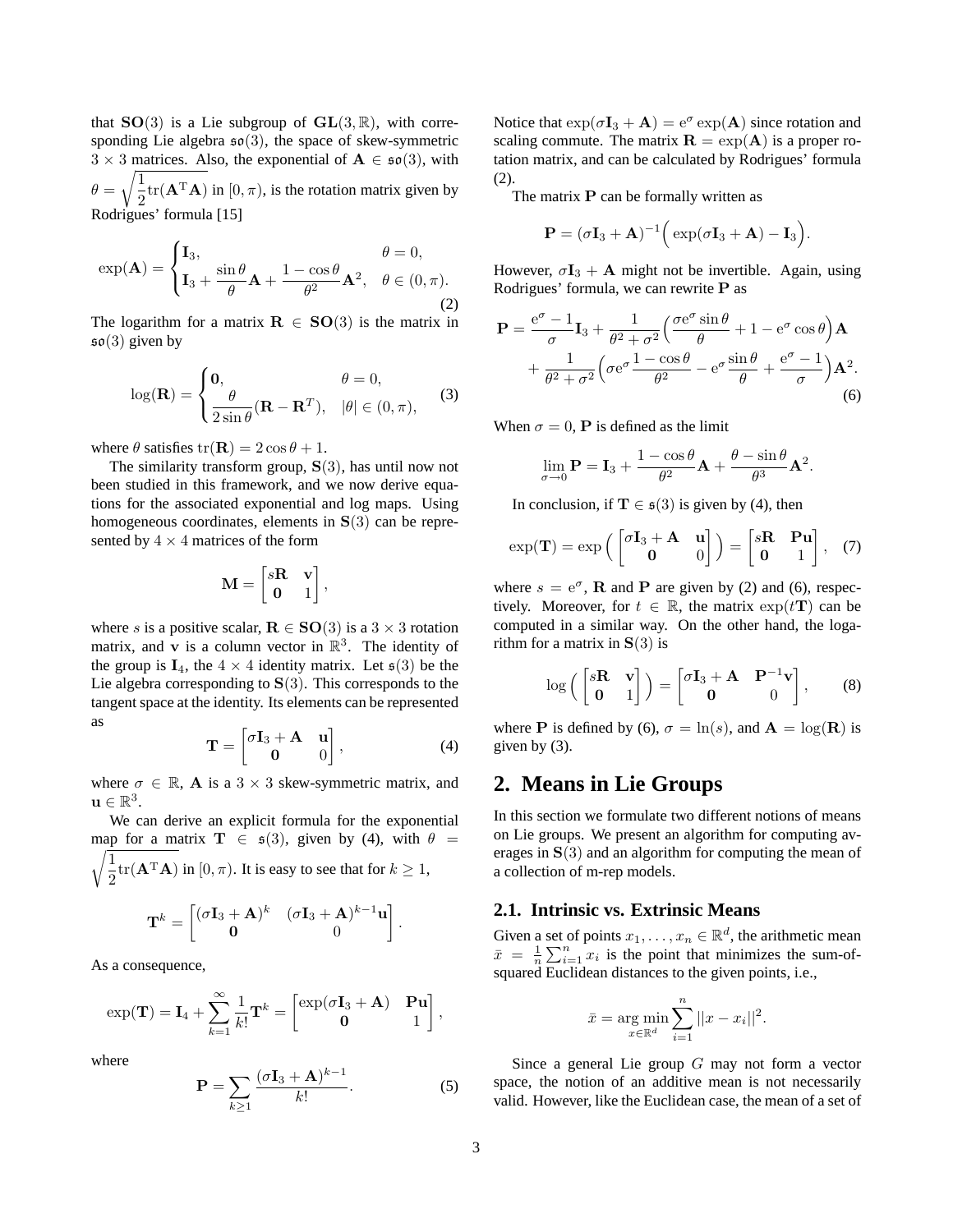that $\mathbf{SO}(3)$ is a Lie subgroup of $\mathbf{GL}(3,\mathbb{R})$, with corresponding Lie algebra $\mathfrak{so}(3)$, the space of skew-symmetric $3\times 3$ matrices. Also, the exponential of $\mathbf{A}\in\mathfrak{so}(3)$, with $\theta=\sqrt{\frac{1}{2}\mathrm{tr}(\mathbf{A}^{\mathrm{T}}\mathbf{A})}$ in $[0,\pi)$, is the rotation matrix given by Rodrigues' formula [15]

$$
\exp(\mathbf{A})=\begin{cases}\mathbf{I}_3, & \theta=0,\\ \mathbf{I}_3+\dfrac{\sin\theta}{\theta}\mathbf{A}+\dfrac{1-\cos\theta}{\theta^2}\mathbf{A}^2, & \theta\in(0,\pi).\end{cases} \tag{2}
$$

The logarithm for a matrix $\mathbf{R}\in\mathbf{SO}(3)$ is the matrix in $\mathfrak{so}(3)$ given by

$$
\log(\mathbf{R})=\begin{cases}\mathbf{0}, & \theta=0,\\ \dfrac{\theta}{2\sin\theta}(\mathbf{R}-\mathbf{R}^T), & |\theta|\in(0,\pi),\end{cases} \tag{3}
$$

where $\theta$ satisfies $\mathrm{tr}(\mathbf{R})=2\cos\theta+1$.

The similarity transform group, $\mathbf{S}(3)$, has until now not been studied in this framework, and we now derive equations for the associated exponential and log maps. Using homogeneous coordinates, elements in $\mathbf{S}(3)$ can be represented by $4\times 4$ matrices of the form

$$
\mathbf{M}=\begin{bmatrix}s\mathbf{R} & \mathbf{v}\\ \mathbf{0} & 1\end{bmatrix},
$$

where $s$ is a positive scalar, $\mathbf{R}\in\mathbf{SO}(3)$ is a $3\times 3$ rotation matrix, and $\mathbf{v}$ is a column vector in $\mathbb{R}^3$. The identity of the group is $\mathbf{I}_4$, the $4\times 4$ identity matrix. Let $\mathfrak{s}(3)$ be the Lie algebra corresponding to $\mathbf{S}(3)$. This corresponds to the tangent space at the identity. Its elements can be represented as

$$
\mathbf{T}=\begin{bmatrix}\sigma\mathbf{I}_3+\mathbf{A} & \mathbf{u}\\ \mathbf{0} & 0\end{bmatrix}, \tag{4}
$$

where $\sigma\in\mathbb{R}$, $\mathbf{A}$ is a $3\times 3$ skew-symmetric matrix, and $\mathbf{u}\in\mathbb{R}^3$.

We can derive an explicit formula for the exponential map for a matrix $\mathbf{T}\in\mathfrak{s}(3)$, given by (4), with $\theta=\sqrt{\frac{1}{2}\mathrm{tr}(\mathbf{A}^{\mathrm{T}}\mathbf{A})}$ in $[0,\pi)$. It is easy to see that for $k\geq 1$,

$$
\mathbf{T}^k=\begin{bmatrix}(\sigma\mathbf{I}_3+\mathbf{A})^k & (\sigma\mathbf{I}_3+\mathbf{A})^{k-1}\mathbf{u}\\ \mathbf{0} & 0\end{bmatrix}.
$$

As a consequence,

$$
\exp(\mathbf{T})=\mathbf{I}_4+\sum_{k=1}^{\infty}\frac{1}{k!}\mathbf{T}^k=\begin{bmatrix}\exp(\sigma\mathbf{I}_3+\mathbf{A}) & \mathbf{P}\mathbf{u}\\ \mathbf{0} & 1\end{bmatrix},
$$

where

$$
\mathbf{P}=\sum_{k\geq 1}\frac{(\sigma\mathbf{I}_3+\mathbf{A})^{k-1}}{k!}. \tag{5}
$$

Notice that $\exp(\sigma\mathbf{I}_3+\mathbf{A})=\mathrm{e}^{\sigma}\exp(\mathbf{A})$ since rotation and scaling commute. The matrix $\mathbf{R}=\exp(\mathbf{A})$ is a proper rotation matrix, and can be calculated by Rodrigues' formula (2).

The matrix $\mathbf{P}$ can be formally written as

$$
\mathbf{P}=(\sigma\mathbf{I}_3+\mathbf{A})^{-1}\Big(\exp(\sigma\mathbf{I}_3+\mathbf{A})-\mathbf{I}_3\Big).
$$

However, $\sigma\mathbf{I}_3+\mathbf{A}$ might not be invertible. Again, using Rodrigues' formula, we can rewrite $\mathbf{P}$ as

$$
\begin{aligned}
\mathbf{P}=&\frac{\mathrm{e}^{\sigma}-1}{\sigma}\mathbf{I}_3+\frac{1}{\theta^2+\sigma^2}\Big(\frac{\sigma\mathrm{e}^{\sigma}\sin\theta}{\theta}+1-\mathrm{e}^{\sigma}\cos\theta\Big)\mathbf{A}\\
&+\frac{1}{\theta^2+\sigma^2}\Big(\sigma\mathrm{e}^{\sigma}\frac{1-\cos\theta}{\theta^2}-\mathrm{e}^{\sigma}\frac{\sin\theta}{\theta}+\frac{\mathrm{e}^{\sigma}-1}{\sigma}\Big)\mathbf{A}^2.
\end{aligned} \tag{6}
$$

When $\sigma=0$, $\mathbf{P}$ is defined as the limit

$$
\lim_{\sigma\to 0}\mathbf{P}=\mathbf{I}_3+\frac{1-\cos\theta}{\theta^2}\mathbf{A}+\frac{\theta-\sin\theta}{\theta^3}\mathbf{A}^2.
$$

In conclusion, if $\mathbf{T}\in\mathfrak{s}(3)$ is given by (4), then

$$
\exp(\mathbf{T})=\exp\Big(\begin{bmatrix}\sigma\mathbf{I}_3+\mathbf{A} & \mathbf{u}\\ \mathbf{0} & 0\end{bmatrix}\Big)=\begin{bmatrix}s\mathbf{R} & \mathbf{P}\mathbf{u}\\ \mathbf{0} & 1\end{bmatrix}, \tag{7}
$$

where $s=\mathrm{e}^{\sigma}$, $\mathbf{R}$ and $\mathbf{P}$ are given by (2) and (6), respectively. Moreover, for $t\in\mathbb{R}$, the matrix $\exp(t\mathbf{T})$ can be computed in a similar way. On the other hand, the logarithm for a matrix in $\mathbf{S}(3)$ is

$$
\log\Big(\begin{bmatrix}s\mathbf{R} & \mathbf{v}\\ \mathbf{0} & 1\end{bmatrix}\Big)=\begin{bmatrix}\sigma\mathbf{I}_3+\mathbf{A} & \mathbf{P}^{-1}\mathbf{v}\\ \mathbf{0} & 0\end{bmatrix}, \tag{8}
$$

where $\mathbf{P}$ is defined by (6), $\sigma=\ln(s)$, and $\mathbf{A}=\log(\mathbf{R})$ is given by (3).

# 2. Means in Lie Groups

In this section we formulate two different notions of means on Lie groups. We present an algorithm for computing averages in $\mathbf{S}(3)$ and an algorithm for computing the mean of a collection of m-rep models.

## 2.1. Intrinsic vs. Extrinsic Means

Given a set of points $x_1,\ldots,x_n\in\mathbb{R}^d$, the arithmetic mean $\bar{x}=\frac{1}{n}\sum_{i=1}^{n}x_i$ is the point that minimizes the sum-of-squared Euclidean distances to the given points, i.e.,

$$
\bar{x}=\underset{x\in\mathbb{R}^d}{\arg\min}\sum_{i=1}^{n}||x-x_i||^2.
$$

Since a general Lie group $G$ may not form a vector space, the notion of an additive mean is not necessarily valid. However, like the Euclidean case, the mean of a set of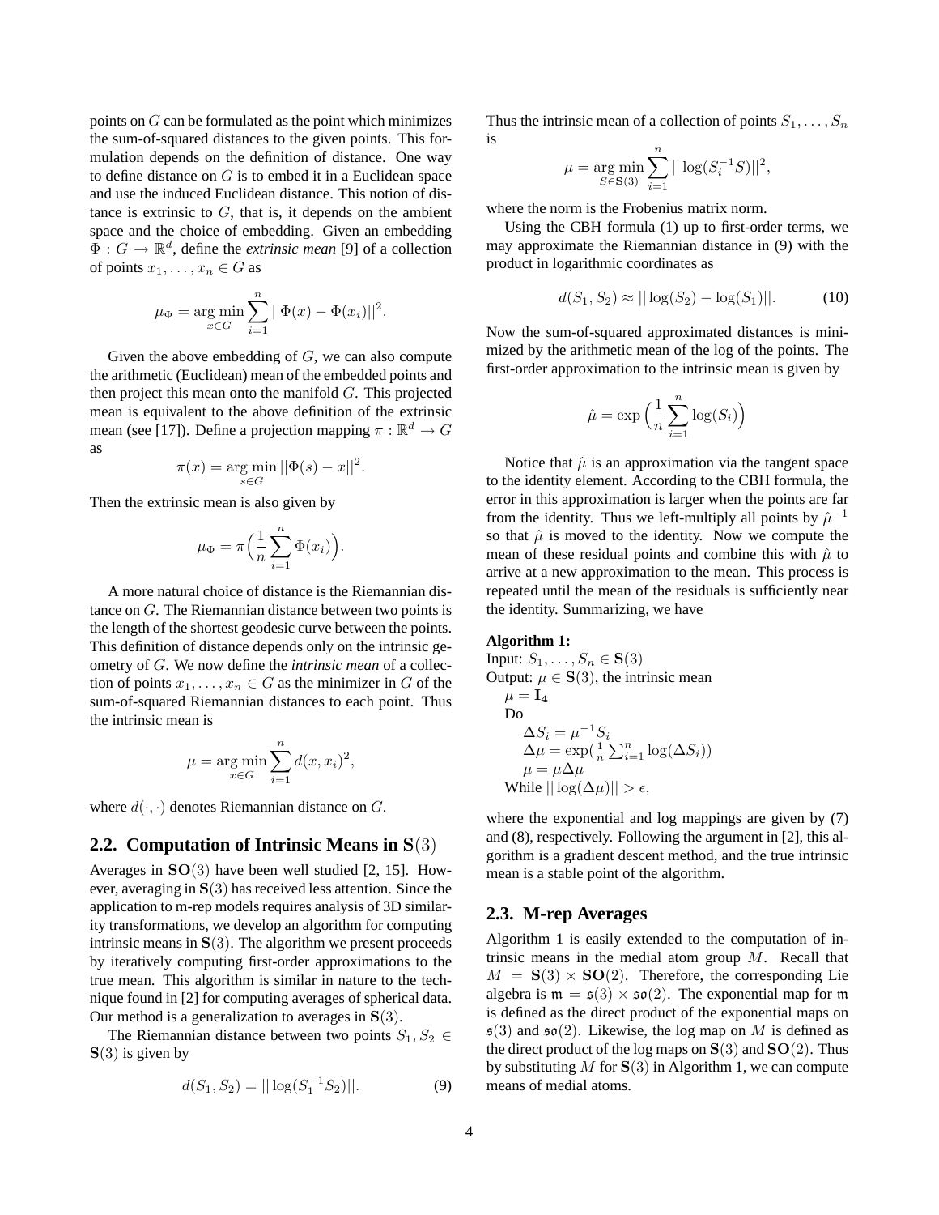points on $G$ can be formulated as the point which minimizes the sum-of-squared distances to the given points. This formulation depends on the definition of distance. One way to define distance on $G$ is to embed it in a Euclidean space and use the induced Euclidean distance. This notion of distance is extrinsic to $G$, that is, it depends on the ambient space and the choice of embedding. Given an embedding $\Phi : G \to \mathbb{R}^d$, define the *extrinsic mean* [9] of a collection of points $x_1, \ldots, x_n \in G$ as

$$\mu_\Phi = \arg\min_{x \in G} \sum_{i=1}^{n} ||\Phi(x) - \Phi(x_i)||^2.$$

Given the above embedding of $G$, we can also compute the arithmetic (Euclidean) mean of the embedded points and then project this mean onto the manifold $G$. This projected mean is equivalent to the above definition of the extrinsic mean (see [17]). Define a projection mapping $\pi : \mathbb{R}^d \to G$ as

$$\pi(x) = \arg\min_{s \in G} ||\Phi(s) - x||^2.$$

Then the extrinsic mean is also given by

$$\mu_\Phi = \pi\Big(\frac{1}{n}\sum_{i=1}^{n} \Phi(x_i)\Big).$$

A more natural choice of distance is the Riemannian distance on $G$. The Riemannian distance between two points is the length of the shortest geodesic curve between the points. This definition of distance depends only on the intrinsic geometry of $G$. We now define the *intrinsic mean* of a collection of points $x_1, \ldots, x_n \in G$ as the minimizer in $G$ of the sum-of-squared Riemannian distances to each point. Thus the intrinsic mean is

$$\mu = \arg\min_{x \in G} \sum_{i=1}^{n} d(x, x_i)^2,$$

where $d(\cdot, \cdot)$ denotes Riemannian distance on $G$.

## 2.2. Computation of Intrinsic Means in $\mathbf{S}(3)$

Averages in $\mathbf{SO}(3)$ have been well studied [2, 15]. However, averaging in $\mathbf{S}(3)$ has received less attention. Since the application to m-rep models requires analysis of 3D similarity transformations, we develop an algorithm for computing intrinsic means in $\mathbf{S}(3)$. The algorithm we present proceeds by iteratively computing first-order approximations to the true mean. This algorithm is similar in nature to the technique found in [2] for computing averages of spherical data. Our method is a generalization to averages in $\mathbf{S}(3)$.

The Riemannian distance between two points $S_1, S_2 \in \mathbf{S}(3)$ is given by

$$d(S_1, S_2) = ||\log(S_1^{-1} S_2)||. \tag{9}$$

Thus the intrinsic mean of a collection of points $S_1, \ldots, S_n$ is

$$\mu = \arg\min_{S \in \mathbf{S}(3)} \sum_{i=1}^{n} ||\log(S_i^{-1} S)||^2,$$

where the norm is the Frobenius matrix norm.

Using the CBH formula (1) up to first-order terms, we may approximate the Riemannian distance in (9) with the product in logarithmic coordinates as

$$d(S_1, S_2) \approx ||\log(S_2) - \log(S_1)||. \tag{10}$$

Now the sum-of-squared approximated distances is minimized by the arithmetic mean of the log of the points. The first-order approximation to the intrinsic mean is given by

$$\hat{\mu} = \exp\Big(\frac{1}{n}\sum_{i=1}^{n} \log(S_i)\Big)$$

Notice that $\hat{\mu}$ is an approximation via the tangent space to the identity element. According to the CBH formula, the error in this approximation is larger when the points are far from the identity. Thus we left-multiply all points by $\hat{\mu}^{-1}$ so that $\hat{\mu}$ is moved to the identity. Now we compute the mean of these residual points and combine this with $\hat{\mu}$ to arrive at a new approximation to the mean. This process is repeated until the mean of the residuals is sufficiently near the identity. Summarizing, we have

**Algorithm 1:**
Input: $S_1, \ldots, S_n \in \mathbf{S}(3)$
Output: $\mu \in \mathbf{S}(3)$, the intrinsic mean
  $\mu = \mathbf{I_4}$
  Do
    $\Delta S_i = \mu^{-1} S_i$
    $\Delta\mu = \exp(\frac{1}{n}\sum_{i=1}^{n} \log(\Delta S_i))$
    $\mu = \mu \Delta\mu$
  While $||\log(\Delta\mu)|| > \epsilon$,

where the exponential and log mappings are given by (7) and (8), respectively. Following the argument in [2], this algorithm is a gradient descent method, and the true intrinsic mean is a stable point of the algorithm.

## 2.3. M-rep Averages

Algorithm 1 is easily extended to the computation of intrinsic means in the medial atom group $M$. Recall that $M = \mathbf{S}(3) \times \mathbf{SO}(2)$. Therefore, the corresponding Lie algebra is $\mathfrak{m} = \mathfrak{s}(3) \times \mathfrak{so}(2)$. The exponential map for $\mathfrak{m}$ is defined as the direct product of the exponential maps on $\mathfrak{s}(3)$ and $\mathfrak{so}(2)$. Likewise, the log map on $M$ is defined as the direct product of the log maps on $\mathbf{S}(3)$ and $\mathbf{SO}(2)$. Thus by substituting $M$ for $\mathbf{S}(3)$ in Algorithm 1, we can compute means of medial atoms.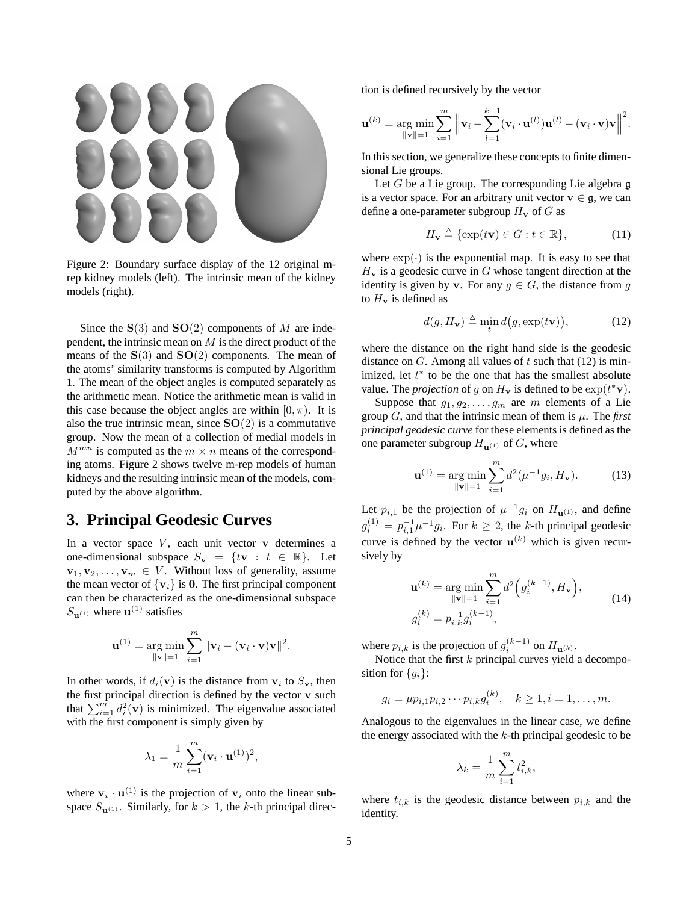Figure 2: Boundary surface display of the 12 original m-rep kidney models (left). The intrinsic mean of the kidney models (right).

Since the $\mathbf{S}(3)$ and $\mathbf{SO}(2)$ components of $M$ are independent, the intrinsic mean on $M$ is the direct product of the means of the $\mathbf{S}(3)$ and $\mathbf{SO}(2)$ components. The mean of the atoms' similarity transforms is computed by Algorithm 1. The mean of the object angles is computed separately as the arithmetic mean. Notice the arithmetic mean is valid in this case because the object angles are within $[0, \pi)$. It is also the true intrinsic mean, since $\mathbf{SO}(2)$ is a commutative group. Now the mean of a collection of medial models in $M^{mn}$ is computed as the $m \times n$ means of the corresponding atoms. Figure 2 shows twelve m-rep models of human kidneys and the resulting intrinsic mean of the models, computed by the above algorithm.

## 3. Principal Geodesic Curves

In a vector space $V$, each unit vector $\mathbf{v}$ determines a one-dimensional subspace $S_{\mathbf{v}} = \{t\mathbf{v} : t \in \mathbb{R}\}$. Let $\mathbf{v}_1, \mathbf{v}_2, \ldots, \mathbf{v}_m \in V$. Without loss of generality, assume the mean vector of $\{\mathbf{v}_i\}$ is $\mathbf{0}$. The first principal component can then be characterized as the one-dimensional subspace $S_{\mathbf{u}^{(1)}}$ where $\mathbf{u}^{(1)}$ satisfies

$$\mathbf{u}^{(1)} = \underset{\|\mathbf{v}\|=1}{\arg\min} \sum_{i=1}^{m} \|\mathbf{v}_i - (\mathbf{v}_i \cdot \mathbf{v})\mathbf{v}\|^2.$$

In other words, if $d_i(\mathbf{v})$ is the distance from $\mathbf{v}_i$ to $S_{\mathbf{v}}$, then the first principal direction is defined by the vector $\mathbf{v}$ such that $\sum_{i=1}^{m} d_i^2(\mathbf{v})$ is minimized. The eigenvalue associated with the first component is simply given by

$$\lambda_1 = \frac{1}{m} \sum_{i=1}^{m} (\mathbf{v}_i \cdot \mathbf{u}^{(1)})^2,$$

where $\mathbf{v}_i \cdot \mathbf{u}^{(1)}$ is the projection of $\mathbf{v}_i$ onto the linear subspace $S_{\mathbf{u}^{(1)}}$. Similarly, for $k > 1$, the $k$-th principal direction is defined recursively by the vector

$$\mathbf{u}^{(k)} = \underset{\|\mathbf{v}\|=1}{\arg\min} \sum_{i=1}^{m} \left\| \mathbf{v}_i - \sum_{l=1}^{k-1} (\mathbf{v}_i \cdot \mathbf{u}^{(l)})\mathbf{u}^{(l)} - (\mathbf{v}_i \cdot \mathbf{v})\mathbf{v} \right\|^2.$$

In this section, we generalize these concepts to finite dimensional Lie groups.

Let $G$ be a Lie group. The corresponding Lie algebra $\mathfrak{g}$ is a vector space. For an arbitrary unit vector $\mathbf{v} \in \mathfrak{g}$, we can define a one-parameter subgroup $H_{\mathbf{v}}$ of $G$ as

$$H_{\mathbf{v}} \triangleq \{\exp(t\mathbf{v}) \in G : t \in \mathbb{R}\}, \tag{11}$$

where $\exp(\cdot)$ is the exponential map. It is easy to see that $H_{\mathbf{v}}$ is a geodesic curve in $G$ whose tangent direction at the identity is given by $\mathbf{v}$. For any $g \in G$, the distance from $g$ to $H_{\mathbf{v}}$ is defined as

$$d(g, H_{\mathbf{v}}) \triangleq \min_t d\big(g, \exp(t\mathbf{v})\big), \tag{12}$$

where the distance on the right hand side is the geodesic distance on $G$. Among all values of $t$ such that (12) is minimized, let $t^*$ to be the one that has the smallest absolute value. The *projection* of $g$ on $H_{\mathbf{v}}$ is defined to be $\exp(t^*\mathbf{v})$.

Suppose that $g_1, g_2, \ldots, g_m$ are $m$ elements of a Lie group $G$, and that the intrinsic mean of them is $\mu$. The *first principal geodesic curve* for these elements is defined as the one parameter subgroup $H_{\mathbf{u}^{(1)}}$ of $G$, where

$$\mathbf{u}^{(1)} = \underset{\|\mathbf{v}\|=1}{\arg\min} \sum_{i=1}^{m} d^2(\mu^{-1} g_i, H_{\mathbf{v}}). \tag{13}$$

Let $p_{i,1}$ be the projection of $\mu^{-1} g_i$ on $H_{\mathbf{u}^{(1)}}$, and define $g_i^{(1)} = p_{i,1}^{-1} \mu^{-1} g_i$. For $k \geq 2$, the $k$-th principal geodesic curve is defined by the vector $\mathbf{u}^{(k)}$ which is given recursively by

$$\begin{aligned} \mathbf{u}^{(k)} &= \underset{\|\mathbf{v}\|=1}{\arg\min} \sum_{i=1}^{m} d^2\Big(g_i^{(k-1)}, H_{\mathbf{v}}\Big), \\ g_i^{(k)} &= p_{i,k}^{-1} g_i^{(k-1)}, \end{aligned} \tag{14}$$

where $p_{i,k}$ is the projection of $g_i^{(k-1)}$ on $H_{\mathbf{u}^{(k)}}$.

Notice that the first $k$ principal curves yield a decomposition for $\{g_i\}$:

$$g_i = \mu p_{i,1} p_{i,2} \cdots p_{i,k} g_i^{(k)}, \quad k \geq 1, i = 1, \ldots, m.$$

Analogous to the eigenvalues in the linear case, we define the energy associated with the $k$-th principal geodesic to be

$$\lambda_k = \frac{1}{m} \sum_{i=1}^{m} t_{i,k}^2,$$

where $t_{i,k}$ is the geodesic distance between $p_{i,k}$ and the identity.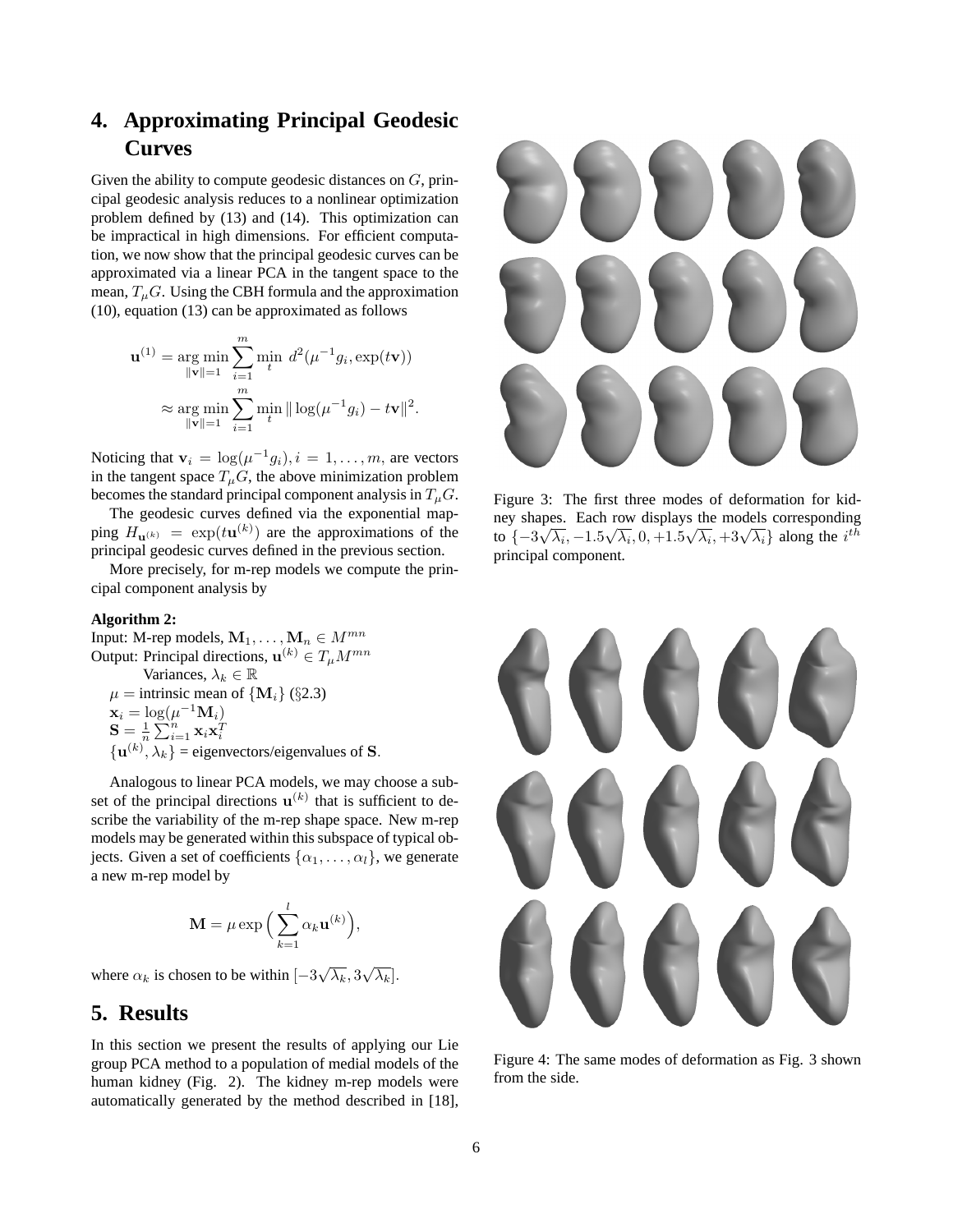## 4. Approximating Principal Geodesic Curves

Given the ability to compute geodesic distances on $G$, principal geodesic analysis reduces to a nonlinear optimization problem defined by (13) and (14). This optimization can be impractical in high dimensions. For efficient computation, we now show that the principal geodesic curves can be approximated via a linear PCA in the tangent space to the mean, $T_\mu G$. Using the CBH formula and the approximation (10), equation (13) can be approximated as follows

$$\mathbf{u}^{(1)} = \underset{\|\mathbf{v}\|=1}{\arg\min} \sum_{i=1}^{m} \min_t \; d^2(\mu^{-1}g_i, \exp(t\mathbf{v}))$$

$$\approx \underset{\|\mathbf{v}\|=1}{\arg\min} \sum_{i=1}^{m} \min_t \| \log(\mu^{-1}g_i) - t\mathbf{v}\|^2.$$

Noticing that $\mathbf{v}_i = \log(\mu^{-1}g_i), i = 1, \ldots, m,$ are vectors in the tangent space $T_\mu G$, the above minimization problem becomes the standard principal component analysis in $T_\mu G$.

The geodesic curves defined via the exponential mapping $H_{\mathbf{u}^{(k)}} = \exp(t\mathbf{u}^{(k)})$ are the approximations of the principal geodesic curves defined in the previous section.

More precisely, for m-rep models we compute the principal component analysis by

**Algorithm 2:**
Input: M-rep models, $\mathbf{M}_1, \ldots, \mathbf{M}_n \in M^{mn}$
Output: Principal directions, $\mathbf{u}^{(k)} \in T_\mu M^{mn}$
Variances, $\lambda_k \in \mathbb{R}$
$\mu$ = intrinsic mean of $\{\mathbf{M}_i\}$ (§2.3)
$\mathbf{x}_i = \log(\mu^{-1}\mathbf{M}_i)$
$\mathbf{S} = \frac{1}{n}\sum_{i=1}^{n} \mathbf{x}_i\mathbf{x}_i^T$
$\{\mathbf{u}^{(k)}, \lambda_k\}$ = eigenvectors/eigenvalues of $\mathbf{S}$.

Analogous to linear PCA models, we may choose a subset of the principal directions $\mathbf{u}^{(k)}$ that is sufficient to describe the variability of the m-rep shape space. New m-rep models may be generated within this subspace of typical objects. Given a set of coefficients $\{\alpha_1, \ldots, \alpha_l\}$, we generate a new m-rep model by

$$\mathbf{M} = \mu \exp\Big(\sum_{k=1}^{l} \alpha_k \mathbf{u}^{(k)}\Big),$$

where $\alpha_k$ is chosen to be within $[-3\sqrt{\lambda_k}, 3\sqrt{\lambda_k}]$.

## 5. Results

In this section we present the results of applying our Lie group PCA method to a population of medial models of the human kidney (Fig. 2). The kidney m-rep models were automatically generated by the method described in [18],

Figure 3: The first three modes of deformation for kidney shapes. Each row displays the models corresponding to $\{-3\sqrt{\lambda_i}, -1.5\sqrt{\lambda_i}, 0, +1.5\sqrt{\lambda_i}, +3\sqrt{\lambda_i}\}$ along the $i^{th}$ principal component.

Figure 4: The same modes of deformation as Fig. 3 shown from the side.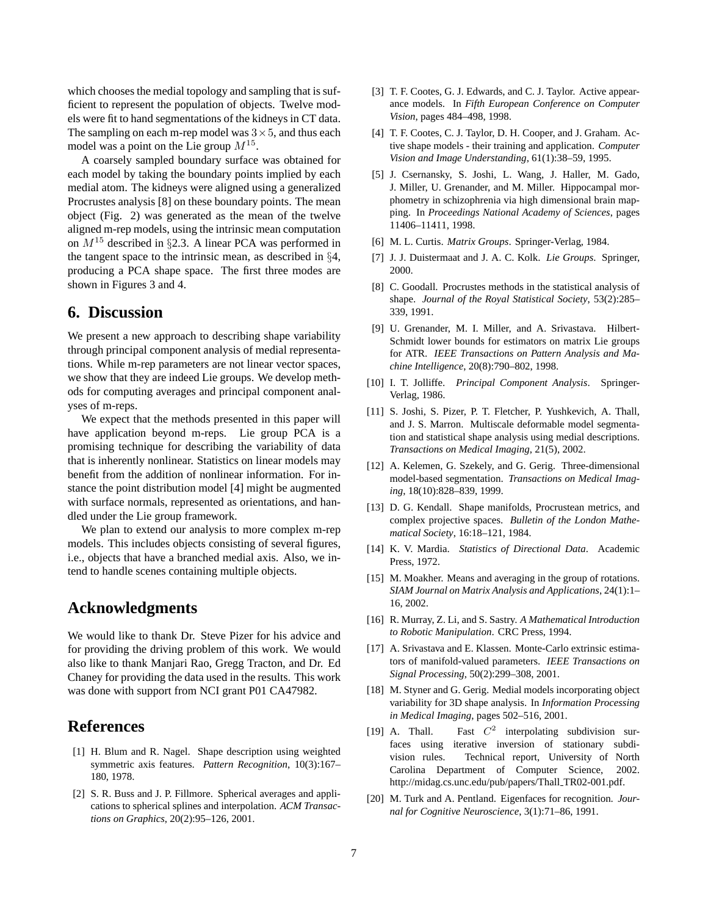which chooses the medial topology and sampling that is sufficient to represent the population of objects. Twelve models were fit to hand segmentations of the kidneys in CT data. The sampling on each m-rep model was $3 \times 5$, and thus each model was a point on the Lie group $M^{15}$.

A coarsely sampled boundary surface was obtained for each model by taking the boundary points implied by each medial atom. The kidneys were aligned using a generalized Procrustes analysis [8] on these boundary points. The mean object (Fig. 2) was generated as the mean of the twelve aligned m-rep models, using the intrinsic mean computation on $M^{15}$ described in §2.3. A linear PCA was performed in the tangent space to the intrinsic mean, as described in §4, producing a PCA shape space. The first three modes are shown in Figures 3 and 4.

## 6. Discussion

We present a new approach to describing shape variability through principal component analysis of medial representations. While m-rep parameters are not linear vector spaces, we show that they are indeed Lie groups. We develop methods for computing averages and principal component analyses of m-reps.

We expect that the methods presented in this paper will have application beyond m-reps. Lie group PCA is a promising technique for describing the variability of data that is inherently nonlinear. Statistics on linear models may benefit from the addition of nonlinear information. For instance the point distribution model [4] might be augmented with surface normals, represented as orientations, and handled under the Lie group framework.

We plan to extend our analysis to more complex m-rep models. This includes objects consisting of several figures, i.e., objects that have a branched medial axis. Also, we intend to handle scenes containing multiple objects.

## Acknowledgments

We would like to thank Dr. Steve Pizer for his advice and for providing the driving problem of this work. We would also like to thank Manjari Rao, Gregg Tracton, and Dr. Ed Chaney for providing the data used in the results. This work was done with support from NCI grant P01 CA47982.

## References

[1] H. Blum and R. Nagel. Shape description using weighted symmetric axis features. *Pattern Recognition*, 10(3):167–180, 1978.

[2] S. R. Buss and J. P. Fillmore. Spherical averages and applications to spherical splines and interpolation. *ACM Transactions on Graphics*, 20(2):95–126, 2001.

[3] T. F. Cootes, G. J. Edwards, and C. J. Taylor. Active appearance models. In *Fifth European Conference on Computer Vision*, pages 484–498, 1998.

[4] T. F. Cootes, C. J. Taylor, D. H. Cooper, and J. Graham. Active shape models - their training and application. *Computer Vision and Image Understanding*, 61(1):38–59, 1995.

[5] J. Csernansky, S. Joshi, L. Wang, J. Haller, M. Gado, J. Miller, U. Grenander, and M. Miller. Hippocampal morphometry in schizophrenia via high dimensional brain mapping. In *Proceedings National Academy of Sciences*, pages 11406–11411, 1998.

[6] M. L. Curtis. *Matrix Groups*. Springer-Verlag, 1984.

[7] J. J. Duistermaat and J. A. C. Kolk. *Lie Groups*. Springer, 2000.

[8] C. Goodall. Procrustes methods in the statistical analysis of shape. *Journal of the Royal Statistical Society*, 53(2):285–339, 1991.

[9] U. Grenander, M. I. Miller, and A. Srivastava. Hilbert-Schmidt lower bounds for estimators on matrix Lie groups for ATR. *IEEE Transactions on Pattern Analysis and Machine Intelligence*, 20(8):790–802, 1998.

[10] I. T. Jolliffe. *Principal Component Analysis*. Springer-Verlag, 1986.

[11] S. Joshi, S. Pizer, P. T. Fletcher, P. Yushkevich, A. Thall, and J. S. Marron. Multiscale deformable model segmentation and statistical shape analysis using medial descriptions. *Transactions on Medical Imaging*, 21(5), 2002.

[12] A. Kelemen, G. Szekely, and G. Gerig. Three-dimensional model-based segmentation. *Transactions on Medical Imaging*, 18(10):828–839, 1999.

[13] D. G. Kendall. Shape manifolds, Procrustean metrics, and complex projective spaces. *Bulletin of the London Mathematical Society*, 16:18–121, 1984.

[14] K. V. Mardia. *Statistics of Directional Data*. Academic Press, 1972.

[15] M. Moakher. Means and averaging in the group of rotations. *SIAM Journal on Matrix Analysis and Applications*, 24(1):1–16, 2002.

[16] R. Murray, Z. Li, and S. Sastry. *A Mathematical Introduction to Robotic Manipulation*. CRC Press, 1994.

[17] A. Srivastava and E. Klassen. Monte-Carlo extrinsic estimators of manifold-valued parameters. *IEEE Transactions on Signal Processing*, 50(2):299–308, 2001.

[18] M. Styner and G. Gerig. Medial models incorporating object variability for 3D shape analysis. In *Information Processing in Medical Imaging*, pages 502–516, 2001.

[19] A. Thall. Fast $C^2$ interpolating subdivision surfaces using iterative inversion of stationary subdivision rules. Technical report, University of North Carolina Department of Computer Science, 2002. http://midag.cs.unc.edu/pub/papers/Thall_TR02-001.pdf.

[20] M. Turk and A. Pentland. Eigenfaces for recognition. *Journal for Cognitive Neuroscience*, 3(1):71–86, 1991.